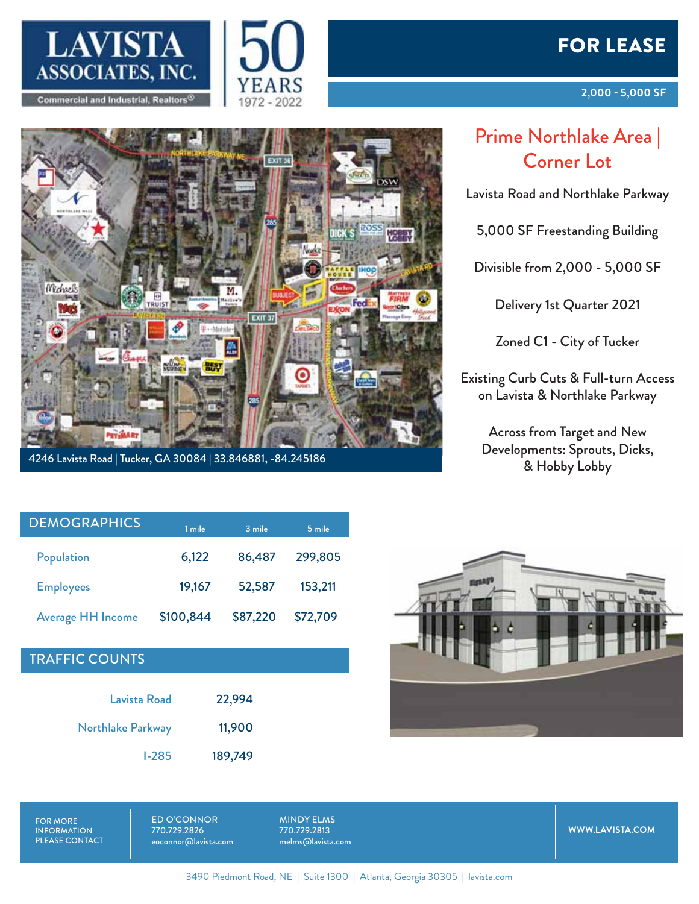LAVISTA ASSOCIATES, INC.
Commercial and Industrial, Realtors®

50 YEARS 1972 - 2022

# FOR LEASE

**2,000 - 5,000 SF**

4246 Lavista Road | Tucker, GA 30084 | 33.846881, -84.245186

## Prime Northlake Area | Corner Lot

Lavista Road and Northlake Parkway

5,000 SF Freestanding Building

Divisible from 2,000 - 5,000 SF

Delivery 1st Quarter 2021

Zoned C1 - City of Tucker

Existing Curb Cuts & Full-turn Access on Lavista & Northlake Parkway

Across from Target and New Developments: Sprouts, Dicks, & Hobby Lobby

| DEMOGRAPHICS | 1 mile | 3 mile | 5 mile |
|---|---|---|---|
| Population | 6,122 | 86,487 | 299,805 |
| Employees | 19,167 | 52,587 | 153,211 |
| Average HH Income | $100,844 | $87,220 | $72,709 |

| TRAFFIC COUNTS | |
|---|---|
| Lavista Road | 22,994 |
| Northlake Parkway | 11,900 |
| I-285 | 189,749 |

FOR MORE INFORMATION PLEASE CONTACT

ED O'CONNOR
770.729.2826
eoconnor@lavista.com

MINDY ELMS
770.729.2813
melms@lavista.com

WWW.LAVISTA.COM

3490 Piedmont Road, NE | Suite 1300 | Atlanta, Georgia 30305 | lavista.com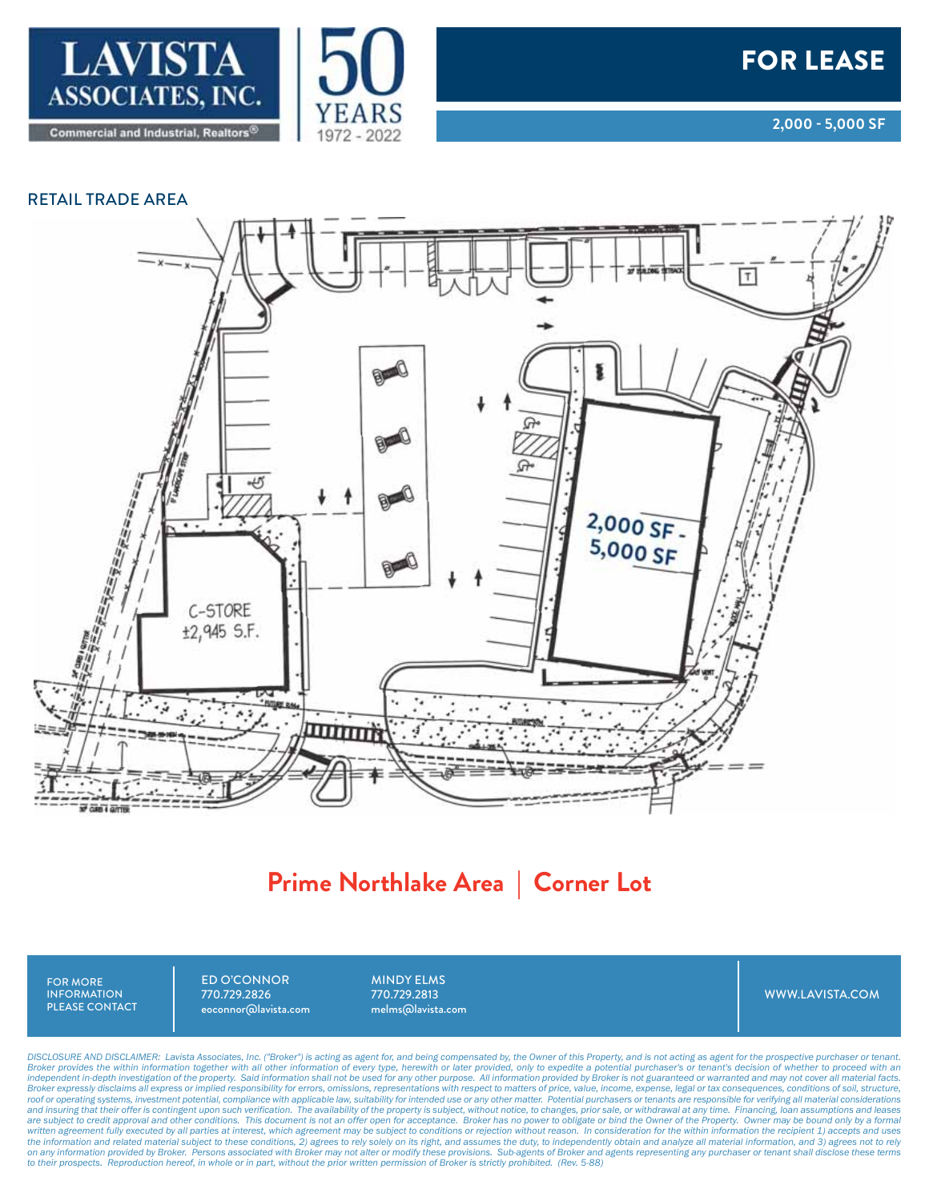LAVISTA ASSOCIATES, INC.

Commercial and Industrial, Realtors®

50 YEARS 1972 - 2022

# FOR LEASE

**2,000 - 5,000 SF**

## RETAIL TRADE AREA

C-STORE
±2,945 S.F.

2,000 SF - 5,000 SF

## Prime Northlake Area | Corner Lot

FOR MORE INFORMATION PLEASE CONTACT

ED O'CONNOR
770.729.2826
eoconnor@lavista.com

MINDY ELMS
770.729.2813
melms@lavista.com

WWW.LAVISTA.COM

*DISCLOSURE AND DISCLAIMER: Lavista Associates, Inc. ("Broker") is acting as agent for, and being compensated by, the Owner of this Property, and is not acting as agent for the prospective purchaser or tenant. Broker provides the within information together with all other information of every type, herewith or later provided, only to expedite a potential purchaser's or tenant's decision of whether to proceed with an independent in-depth investigation of the property. Said information shall not be used for any other purpose. All information provided by Broker is not guaranteed or warranted and may not cover all material facts. Broker expressly disclaims all express or implied responsibility for errors, omissions, representations with respect to matters of price, value, income, expense, legal or tax consequences, conditions of soil, structure, roof or operating systems, investment potential, compliance with applicable law, suitability for intended use or any other matter. Potential purchasers or tenants are responsible for verifying all material considerations and insuring that their offer is contingent upon such verification. The availability of the property is subject, without notice, to changes, prior sale, or withdrawal at any time. Financing, loan assumptions and leases are subject to credit approval and other conditions. This document is not an offer open for acceptance. Broker has no power to obligate or bind the Owner of the Property. Owner may be bound only by a formal written agreement fully executed by all parties at interest, which agreement may be subject to conditions or rejection without reason. In consideration for the within information the recipient 1) accepts and uses the information and related material subject to these conditions, 2) agrees to rely solely on its right, and assumes the duty, to independently obtain and analyze all material information, and 3) agrees not to rely on any information provided by Broker. Persons associated with Broker may not alter or modify these provisions. Sub-agents of Broker and agents representing any purchaser or tenant shall disclose these terms to their prospects. Reproduction hereof, in whole or in part, without the prior written permission of Broker is strictly prohibited. (Rev. 5-88)*